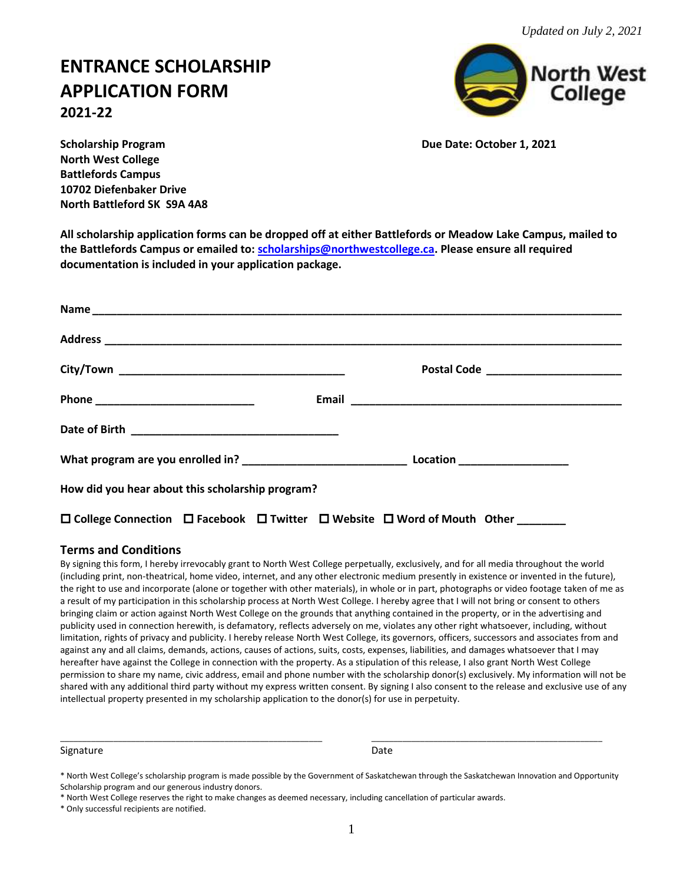*Updated on July 2, 2021*

# ENTRANCE SCHOLARSHIP APPLICATION FORM
## 2021-22

**Scholarship Program**
**North West College**
**Battlefords Campus**
**10702 Diefenbaker Drive**
**North Battleford SK S9A 4A8**

**Due Date: October 1, 2021**

**All scholarship application forms can be dropped off at either Battlefords or Meadow Lake Campus, mailed to the Battlefords Campus or emailed to: scholarships@northwestcollege.ca. Please ensure all required documentation is included in your application package.**

**Name** ______________________________________________

**Address** ______________________________________________

**City/Town** ______________________ **Postal Code** ______________

**Phone** ________________ **Email** ___________________________

**Date of Birth** ______________________

**What program are you enrolled in?** ________________ **Location** ____________

**How did you hear about this scholarship program?**

☐ **College Connection** ☐ **Facebook** ☐ **Twitter** ☐ **Website** ☐ **Word of Mouth** **Other** ________

### Terms and Conditions

By signing this form, I hereby irrevocably grant to North West College perpetually, exclusively, and for all media throughout the world (including print, non-theatrical, home video, internet, and any other electronic medium presently in existence or invented in the future), the right to use and incorporate (alone or together with other materials), in whole or in part, photographs or video footage taken of me as a result of my participation in this scholarship process at North West College. I hereby agree that I will not bring or consent to others bringing claim or action against North West College on the grounds that anything contained in the property, or in the advertising and publicity used in connection herewith, is defamatory, reflects adversely on me, violates any other right whatsoever, including, without limitation, rights of privacy and publicity. I hereby release North West College, its governors, officers, successors and associates from and against any and all claims, demands, actions, causes of actions, suits, costs, expenses, liabilities, and damages whatsoever that I may hereafter have against the College in connection with the property. As a stipulation of this release, I also grant North West College permission to share my name, civic address, email and phone number with the scholarship donor(s) exclusively. My information will not be shared with any additional third party without my express written consent. By signing I also consent to the release and exclusive use of any intellectual property presented in my scholarship application to the donor(s) for use in perpetuity.

______________________________ ______________________________
Signature Date

\* North West College's scholarship program is made possible by the Government of Saskatchewan through the Saskatchewan Innovation and Opportunity Scholarship program and our generous industry donors.

\* North West College reserves the right to make changes as deemed necessary, including cancellation of particular awards.

\* Only successful recipients are notified.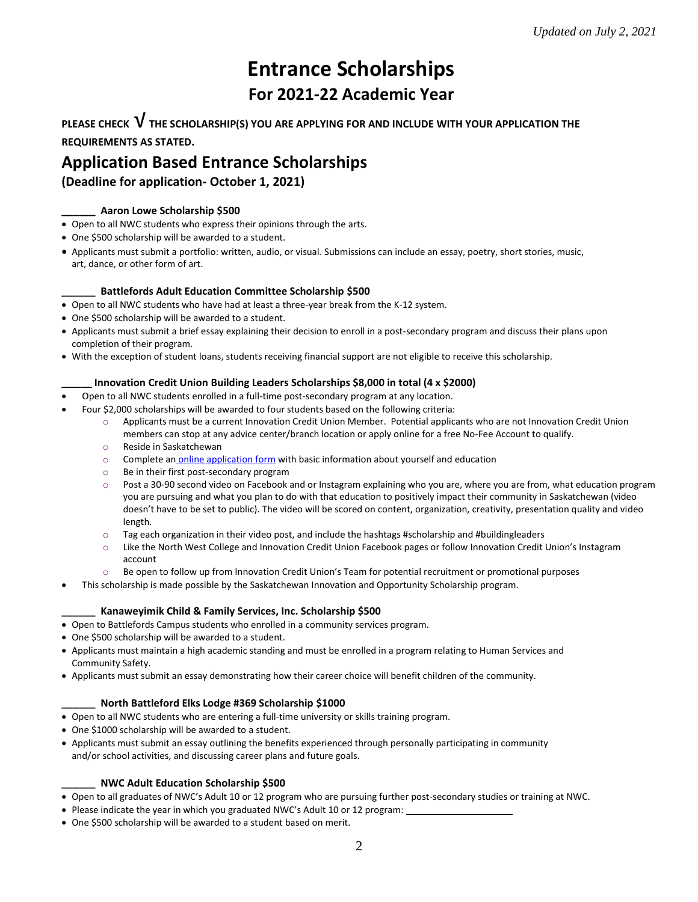*Updated on July 2, 2021*

# Entrance Scholarships

## For 2021-22 Academic Year

**PLEASE CHECK √ THE SCHOLARSHIP(S) YOU ARE APPLYING FOR AND INCLUDE WITH YOUR APPLICATION THE REQUIREMENTS AS STATED.**

## Application Based Entrance Scholarships

### (Deadline for application- October 1, 2021)

**______ Aaron Lowe Scholarship $500**

- Open to all NWC students who express their opinions through the arts.
- One $500 scholarship will be awarded to a student.
- Applicants must submit a portfolio: written, audio, or visual. Submissions can include an essay, poetry, short stories, music, art, dance, or other form of art.

**______ Battlefords Adult Education Committee Scholarship $500**

- Open to all NWC students who have had at least a three-year break from the K-12 system.
- One $500 scholarship will be awarded to a student.
- Applicants must submit a brief essay explaining their decision to enroll in a post-secondary program and discuss their plans upon completion of their program.
- With the exception of student loans, students receiving financial support are not eligible to receive this scholarship.

**______ Innovation Credit Union Building Leaders Scholarships $8,000 in total (4 x $2000)**

- Open to all NWC students enrolled in a full-time post-secondary program at any location.
- Four $2,000 scholarships will be awarded to four students based on the following criteria:
  - Applicants must be a current Innovation Credit Union Member. Potential applicants who are not Innovation Credit Union members can stop at any advice center/branch location or apply online for a free No-Fee Account to qualify.
  - Reside in Saskatchewan
  - Complete an online application form with basic information about yourself and education
  - Be in their first post-secondary program
  - Post a 30-90 second video on Facebook and or Instagram explaining who you are, where you are from, what education program you are pursuing and what you plan to do with that education to positively impact their community in Saskatchewan (video doesn't have to be set to public). The video will be scored on content, organization, creativity, presentation quality and video length.
  - Tag each organization in their video post, and include the hashtags #scholarship and #buildingleaders
  - Like the North West College and Innovation Credit Union Facebook pages or follow Innovation Credit Union's Instagram account
  - Be open to follow up from Innovation Credit Union's Team for potential recruitment or promotional purposes
- This scholarship is made possible by the Saskatchewan Innovation and Opportunity Scholarship program.

**______ Kanaweyimik Child & Family Services, Inc. Scholarship $500**

- Open to Battlefords Campus students who enrolled in a community services program.
- One $500 scholarship will be awarded to a student.
- Applicants must maintain a high academic standing and must be enrolled in a program relating to Human Services and Community Safety.
- Applicants must submit an essay demonstrating how their career choice will benefit children of the community.

**______ North Battleford Elks Lodge #369 Scholarship $1000**

- Open to all NWC students who are entering a full-time university or skills training program.
- One $1000 scholarship will be awarded to a student.
- Applicants must submit an essay outlining the benefits experienced through personally participating in community and/or school activities, and discussing career plans and future goals.

**______ NWC Adult Education Scholarship $500**

- Open to all graduates of NWC's Adult 10 or 12 program who are pursuing further post-secondary studies or training at NWC.
- Please indicate the year in which you graduated NWC's Adult 10 or 12 program: ____________________
- One $500 scholarship will be awarded to a student based on merit.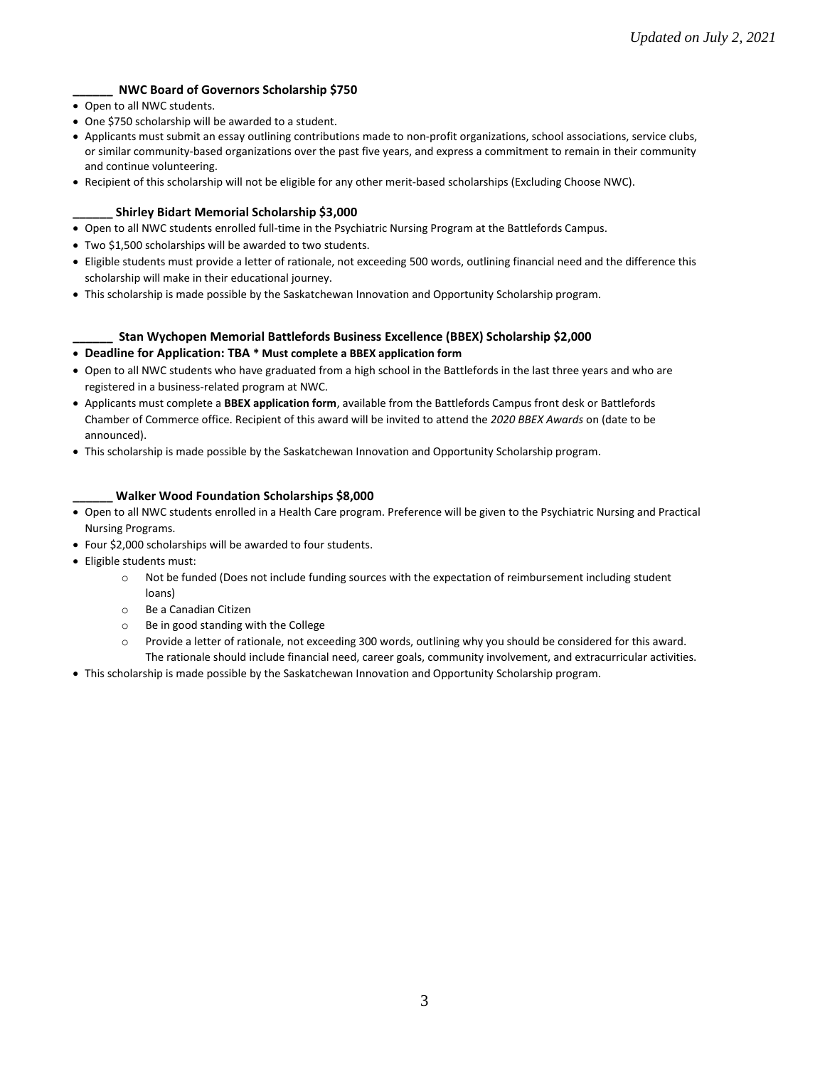**______ NWC Board of Governors Scholarship $750**

- Open to all NWC students.
- One $750 scholarship will be awarded to a student.
- Applicants must submit an essay outlining contributions made to non-profit organizations, school associations, service clubs, or similar community-based organizations over the past five years, and express a commitment to remain in their community and continue volunteering.
- Recipient of this scholarship will not be eligible for any other merit-based scholarships (Excluding Choose NWC).

**______ Shirley Bidart Memorial Scholarship $3,000**

- Open to all NWC students enrolled full-time in the Psychiatric Nursing Program at the Battlefords Campus.
- Two $1,500 scholarships will be awarded to two students.
- Eligible students must provide a letter of rationale, not exceeding 500 words, outlining financial need and the difference this scholarship will make in their educational journey.
- This scholarship is made possible by the Saskatchewan Innovation and Opportunity Scholarship program.

**______ Stan Wychopen Memorial Battlefords Business Excellence (BBEX) Scholarship $2,000**

- **Deadline for Application: TBA * Must complete a BBEX application form**
- Open to all NWC students who have graduated from a high school in the Battlefords in the last three years and who are registered in a business-related program at NWC.
- Applicants must complete a **BBEX application form**, available from the Battlefords Campus front desk or Battlefords Chamber of Commerce office. Recipient of this award will be invited to attend the *2020 BBEX Awards* on (date to be announced).
- This scholarship is made possible by the Saskatchewan Innovation and Opportunity Scholarship program.

**______ Walker Wood Foundation Scholarships $8,000**

- Open to all NWC students enrolled in a Health Care program. Preference will be given to the Psychiatric Nursing and Practical Nursing Programs.
- Four $2,000 scholarships will be awarded to four students.
- Eligible students must:
  - Not be funded (Does not include funding sources with the expectation of reimbursement including student loans)
  - Be a Canadian Citizen
  - Be in good standing with the College
  - Provide a letter of rationale, not exceeding 300 words, outlining why you should be considered for this award. The rationale should include financial need, career goals, community involvement, and extracurricular activities.
- This scholarship is made possible by the Saskatchewan Innovation and Opportunity Scholarship program.